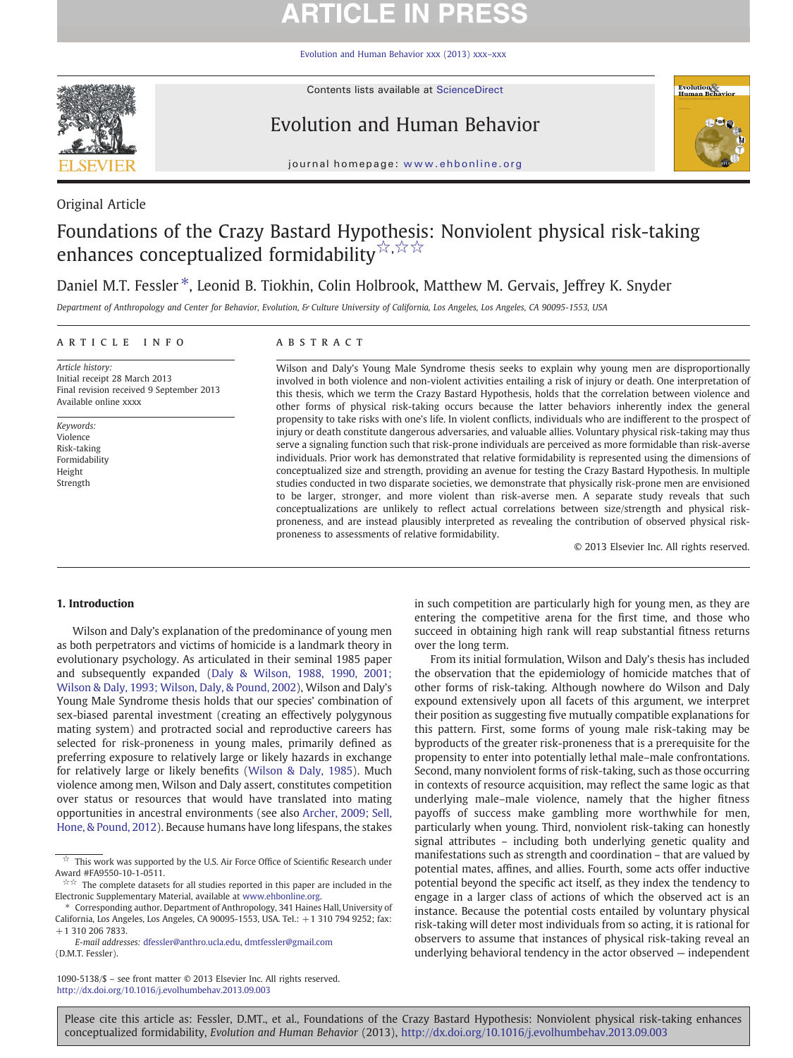Original Article

# Foundations of the Crazy Bastard Hypothesis: Nonviolent physical risk-taking enhances conceptualized formidability☆,☆☆

Daniel M.T. Fessler*, Leonid B. Tiokhin, Colin Holbrook, Matthew M. Gervais, Jeffrey K. Snyder

*Department of Anthropology and Center for Behavior, Evolution, & Culture University of California, Los Angeles, Los Angeles, CA 90095-1553, USA*

## ARTICLE INFO

*Article history:*
Initial receipt 28 March 2013
Final revision received 9 September 2013
Available online xxxx

*Keywords:*
Violence
Risk-taking
Formidability
Height
Strength

## ABSTRACT

Wilson and Daly's Young Male Syndrome thesis seeks to explain why young men are disproportionally involved in both violence and non-violent activities entailing a risk of injury or death. One interpretation of this thesis, which we term the Crazy Bastard Hypothesis, holds that the correlation between violence and other forms of physical risk-taking occurs because the latter behaviors inherently index the general propensity to take risks with one's life. In violent conflicts, individuals who are indifferent to the prospect of injury or death constitute dangerous adversaries, and valuable allies. Voluntary physical risk-taking may thus serve a signaling function such that risk-prone individuals are perceived as more formidable than risk-averse individuals. Prior work has demonstrated that relative formidability is represented using the dimensions of conceptualized size and strength, providing an avenue for testing the Crazy Bastard Hypothesis. In multiple studies conducted in two disparate societies, we demonstrate that physically risk-prone men are envisioned to be larger, stronger, and more violent than risk-averse men. A separate study reveals that such conceptualizations are unlikely to reflect actual correlations between size/strength and physical risk-proneness, and are instead plausibly interpreted as revealing the contribution of observed physical risk-proneness to assessments of relative formidability.

© 2013 Elsevier Inc. All rights reserved.

## 1. Introduction

Wilson and Daly's explanation of the predominance of young men as both perpetrators and victims of homicide is a landmark theory in evolutionary psychology. As articulated in their seminal 1985 paper and subsequently expanded (Daly & Wilson, 1988, 1990, 2001; Wilson & Daly, 1993; Wilson, Daly, & Pound, 2002), Wilson and Daly's Young Male Syndrome thesis holds that our species' combination of sex-biased parental investment (creating an effectively polygynous mating system) and protracted social and reproductive careers has selected for risk-proneness in young males, primarily defined as preferring exposure to relatively large or likely hazards in exchange for relatively large or likely benefits (Wilson & Daly, 1985). Much violence among men, Wilson and Daly assert, constitutes competition over status or resources that would have translated into mating opportunities in ancestral environments (see also Archer, 2009; Sell, Hone, & Pound, 2012). Because humans have long lifespans, the stakes in such competition are particularly high for young men, as they are entering the competitive arena for the first time, and those who succeed in obtaining high rank will reap substantial fitness returns over the long term.

From its initial formulation, Wilson and Daly's thesis has included the observation that the epidemiology of homicide matches that of other forms of risk-taking. Although nowhere do Wilson and Daly expound extensively upon all facets of this argument, we interpret their position as suggesting five mutually compatible explanations for this pattern. First, some forms of young male risk-taking may be byproducts of the greater risk-proneness that is a prerequisite for the propensity to enter into potentially lethal male–male confrontations. Second, many nonviolent forms of risk-taking, such as those occurring in contexts of resource acquisition, may reflect the same logic as that underlying male–male violence, namely that the higher fitness payoffs of success make gambling more worthwhile for men, particularly when young. Third, nonviolent risk-taking can honestly signal attributes – including both underlying genetic quality and manifestations such as strength and coordination – that are valued by potential mates, affines, and allies. Fourth, some acts offer inductive potential beyond the specific act itself, as they index the tendency to engage in a larger class of actions of which the observed act is an instance. Because the potential costs entailed by voluntary physical risk-taking will deter most individuals from so acting, it is rational for observers to assume that instances of physical risk-taking reveal an underlying behavioral tendency in the actor observed — independent

---

☆ This work was supported by the U.S. Air Force Office of Scientific Research under Award #FA9550-10-1-0511.

☆☆ The complete datasets for all studies reported in this paper are included in the Electronic Supplementary Material, available at www.ehbonline.org.

\* Corresponding author. Department of Anthropology, 341 Haines Hall, University of California, Los Angeles, Los Angeles, CA 90095-1553, USA. Tel.: +1 310 794 9252; fax: +1 310 206 7833.

*E-mail addresses:* dfessler@anthro.ucla.edu, dmtfessler@gmail.com (D.M.T. Fessler).

1090-5138/$ – see front matter © 2013 Elsevier Inc. All rights reserved.
http://dx.doi.org/10.1016/j.evolhumbehav.2013.09.003

Please cite this article as: Fessler, D.MT., et al., Foundations of the Crazy Bastard Hypothesis: Nonviolent physical risk-taking enhances conceptualized formidability, *Evolution and Human Behavior* (2013), http://dx.doi.org/10.1016/j.evolhumbehav.2013.09.003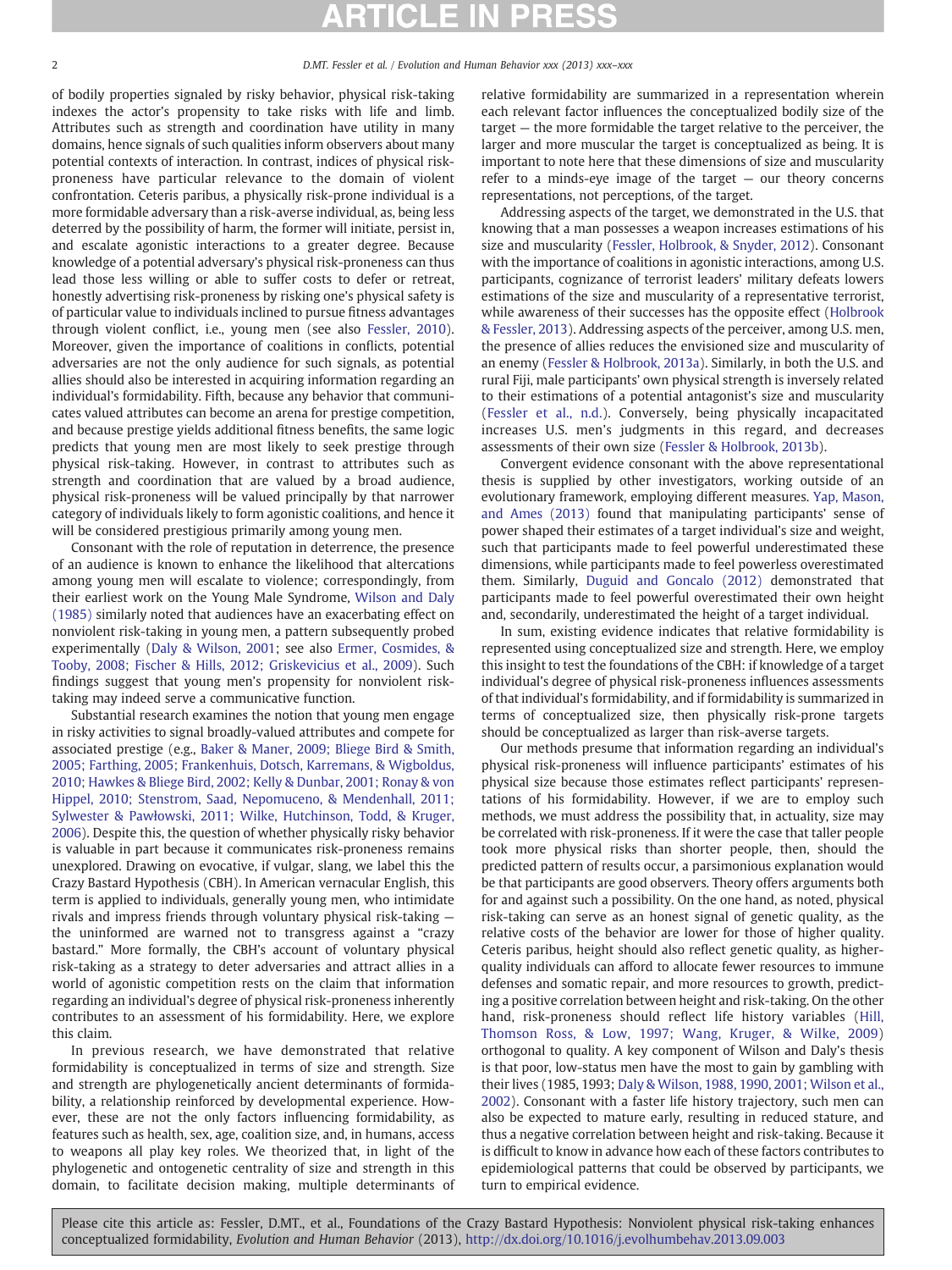of bodily properties signaled by risky behavior, physical risk-taking indexes the actor's propensity to take risks with life and limb. Attributes such as strength and coordination have utility in many domains, hence signals of such qualities inform observers about many potential contexts of interaction. In contrast, indices of physical risk-proneness have particular relevance to the domain of violent confrontation. Ceteris paribus, a physically risk-prone individual is a more formidable adversary than a risk-averse individual, as, being less deterred by the possibility of harm, the former will initiate, persist in, and escalate agonistic interactions to a greater degree. Because knowledge of a potential adversary's physical risk-proneness can thus lead those less willing or able to suffer costs to defer or retreat, honestly advertising risk-proneness by risking one's physical safety is of particular value to individuals inclined to pursue fitness advantages through violent conflict, i.e., young men (see also Fessler, 2010). Moreover, given the importance of coalitions in conflicts, potential adversaries are not the only audience for such signals, as potential allies should also be interested in acquiring information regarding an individual's formidability. Fifth, because any behavior that communicates valued attributes can become an arena for prestige competition, and because prestige yields additional fitness benefits, the same logic predicts that young men are most likely to seek prestige through physical risk-taking. However, in contrast to attributes such as strength and coordination that are valued by a broad audience, physical risk-proneness will be valued principally by that narrower category of individuals likely to form agonistic coalitions, and hence it will be considered prestigious primarily among young men.

Consonant with the role of reputation in deterrence, the presence of an audience is known to enhance the likelihood that altercations among young men will escalate to violence; correspondingly, from their earliest work on the Young Male Syndrome, Wilson and Daly (1985) similarly noted that audiences have an exacerbating effect on nonviolent risk-taking in young men, a pattern subsequently probed experimentally (Daly & Wilson, 2001; see also Ermer, Cosmides, & Tooby, 2008; Fischer & Hills, 2012; Griskevicius et al., 2009). Such findings suggest that young men's propensity for nonviolent risk-taking may indeed serve a communicative function.

Substantial research examines the notion that young men engage in risky activities to signal broadly-valued attributes and compete for associated prestige (e.g., Baker & Maner, 2009; Bliege Bird & Smith, 2005; Farthing, 2005; Frankenhuis, Dotsch, Karremans, & Wigboldus, 2010; Hawkes & Bliege Bird, 2002; Kelly & Dunbar, 2001; Ronay & von Hippel, 2010; Stenstrom, Saad, Nepomuceno, & Mendenhall, 2011; Sylwester & Pawłowski, 2011; Wilke, Hutchinson, Todd, & Kruger, 2006). Despite this, the question of whether physically risky behavior is valuable in part because it communicates risk-proneness remains unexplored. Drawing on evocative, if vulgar, slang, we label this the Crazy Bastard Hypothesis (CBH). In American vernacular English, this term is applied to individuals, generally young men, who intimidate rivals and impress friends through voluntary physical risk-taking — the uninformed are warned not to transgress against a "crazy bastard." More formally, the CBH's account of voluntary physical risk-taking as a strategy to deter adversaries and attract allies in a world of agonistic competition rests on the claim that information regarding an individual's degree of physical risk-proneness inherently contributes to an assessment of his formidability. Here, we explore this claim.

In previous research, we have demonstrated that relative formidability is conceptualized in terms of size and strength. Size and strength are phylogenetically ancient determinants of formidability, a relationship reinforced by developmental experience. However, these are not the only factors influencing formidability, as features such as health, sex, age, coalition size, and, in humans, access to weapons all play key roles. We theorized that, in light of the phylogenetic and ontogenetic centrality of size and strength in this domain, to facilitate decision making, multiple determinants of relative formidability are summarized in a representation wherein each relevant factor influences the conceptualized bodily size of the target — the more formidable the target relative to the perceiver, the larger and more muscular the target is conceptualized as being. It is important to note here that these dimensions of size and muscularity refer to a minds-eye image of the target — our theory concerns representations, not perceptions, of the target.

Addressing aspects of the target, we demonstrated in the U.S. that knowing that a man possesses a weapon increases estimations of his size and muscularity (Fessler, Holbrook, & Snyder, 2012). Consonant with the importance of coalitions in agonistic interactions, among U.S. participants, cognizance of terrorist leaders' military defeats lowers estimations of the size and muscularity of a representative terrorist, while awareness of their successes has the opposite effect (Holbrook & Fessler, 2013). Addressing aspects of the perceiver, among U.S. men, the presence of allies reduces the envisioned size and muscularity of an enemy (Fessler & Holbrook, 2013a). Similarly, in both the U.S. and rural Fiji, male participants' own physical strength is inversely related to their estimations of a potential antagonist's size and muscularity (Fessler et al., n.d.). Conversely, being physically incapacitated increases U.S. men's judgments in this regard, and decreases assessments of their own size (Fessler & Holbrook, 2013b).

Convergent evidence consonant with the above representational thesis is supplied by other investigators, working outside of an evolutionary framework, employing different measures. Yap, Mason, and Ames (2013) found that manipulating participants' sense of power shaped their estimates of a target individual's size and weight, such that participants made to feel powerful underestimated these dimensions, while participants made to feel powerless overestimated them. Similarly, Duguid and Goncalo (2012) demonstrated that participants made to feel powerful overestimated their own height and, secondarily, underestimated the height of a target individual.

In sum, existing evidence indicates that relative formidability is represented using conceptualized size and strength. Here, we employ this insight to test the foundations of the CBH: if knowledge of a target individual's degree of physical risk-proneness influences assessments of that individual's formidability, and if formidability is summarized in terms of conceptualized size, then physically risk-prone targets should be conceptualized as larger than risk-averse targets.

Our methods presume that information regarding an individual's physical risk-proneness will influence participants' estimates of his physical size because those estimates reflect participants' representations of his formidability. However, if we are to employ such methods, we must address the possibility that, in actuality, size may be correlated with risk-proneness. If it were the case that taller people took more physical risks than shorter people, then, should the predicted pattern of results occur, a parsimonious explanation would be that participants are good observers. Theory offers arguments both for and against such a possibility. On the one hand, as noted, physical risk-taking can serve as an honest signal of genetic quality, as the relative costs of the behavior are lower for those of higher quality. Ceteris paribus, height should also reflect genetic quality, as higher-quality individuals can afford to allocate fewer resources to immune defenses and somatic repair, and more resources to growth, predicting a positive correlation between height and risk-taking. On the other hand, risk-proneness should reflect life history variables (Hill, Thomson Ross, & Low, 1997; Wang, Kruger, & Wilke, 2009) orthogonal to quality. A key component of Wilson and Daly's thesis is that poor, low-status men have the most to gain by gambling with their lives (1985, 1993; Daly & Wilson, 1988, 1990, 2001; Wilson et al., 2002). Consonant with a faster life history trajectory, such men can also be expected to mature early, resulting in reduced stature, and thus a negative correlation between height and risk-taking. Because it is difficult to know in advance how each of these factors contributes to epidemiological patterns that could be observed by participants, we turn to empirical evidence.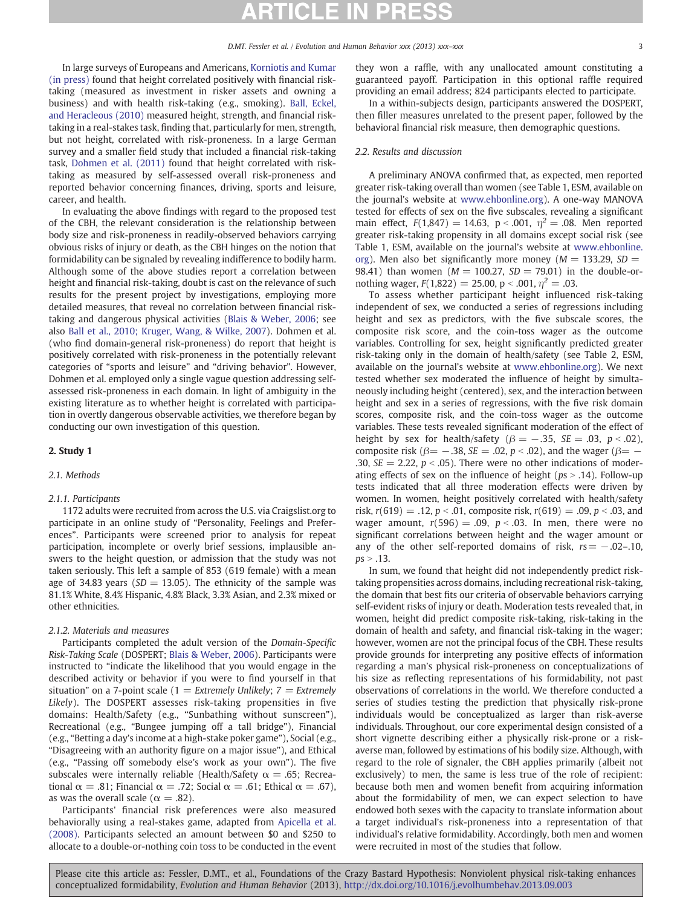In large surveys of Europeans and Americans, Korniotis and Kumar (in press) found that height correlated positively with financial risk-taking (measured as investment in riskier assets and owning a business) and with health risk-taking (e.g., smoking). Ball, Eckel, and Heracleous (2010) measured height, strength, and financial risk-taking in a real-stakes task, finding that, particularly for men, strength, but not height, correlated with risk-proneness. In a large German survey and a smaller field study that included a financial risk-taking task, Dohmen et al. (2011) found that height correlated with risk-taking as measured by self-assessed overall risk-proneness and reported behavior concerning finances, driving, sports and leisure, career, and health.

In evaluating the above findings with regard to the proposed test of the CBH, the relevant consideration is the relationship between body size and risk-proneness in readily-observed behaviors carrying obvious risks of injury or death, as the CBH hinges on the notion that formidability can be signaled by revealing indifference to bodily harm. Although some of the above studies report a correlation between height and financial risk-taking, doubt is cast on the relevance of such results for the present project by investigations, employing more detailed measures, that reveal no correlation between financial risk-taking and dangerous physical activities (Blais & Weber, 2006; see also Ball et al., 2010; Kruger, Wang, & Wilke, 2007). Dohmen et al. (who find domain-general risk-proneness) do report that height is positively correlated with risk-proneness in the potentially relevant categories of "sports and leisure" and "driving behavior". However, Dohmen et al. employed only a single vague question addressing self-assessed risk-proneness in each domain. In light of ambiguity in the existing literature as to whether height is correlated with participation in overtly dangerous observable activities, we therefore began by conducting our own investigation of this question.

## 2. Study 1

### 2.1. Methods

#### 2.1.1. Participants

1172 adults were recruited from across the U.S. via Craigslist.org to participate in an online study of "Personality, Feelings and Preferences". Participants were screened prior to analysis for repeat participation, incomplete or overly brief sessions, implausible answers to the height question, or admission that the study was not taken seriously. This left a sample of 853 (619 female) with a mean age of 34.83 years ($SD$ = 13.05). The ethnicity of the sample was 81.1% White, 8.4% Hispanic, 4.8% Black, 3.3% Asian, and 2.3% mixed or other ethnicities.

#### 2.1.2. Materials and measures

Participants completed the adult version of the *Domain-Specific Risk-Taking Scale* (DOSPERT; Blais & Weber, 2006). Participants were instructed to "indicate the likelihood that you would engage in the described activity or behavior if you were to find yourself in that situation" on a 7-point scale (1 = *Extremely Unlikely*; 7 = *Extremely Likely*). The DOSPERT assesses risk-taking propensities in five domains: Health/Safety (e.g., "Sunbathing without sunscreen"), Recreational (e.g., "Bungee jumping off a tall bridge"), Financial (e.g., "Betting a day's income at a high-stake poker game"), Social (e.g., "Disagreeing with an authority figure on a major issue"), and Ethical (e.g., "Passing off somebody else's work as your own"). The five subscales were internally reliable (Health/Safety $\alpha$ = .65; Recreational $\alpha$ = .81; Financial $\alpha$ = .72; Social $\alpha$ = .61; Ethical $\alpha$ = .67), as was the overall scale ($\alpha$ = .82).

Participants' financial risk preferences were also measured behaviorally using a real-stakes game, adapted from Apicella et al. (2008). Participants selected an amount between \$0 and \$250 to allocate to a double-or-nothing coin toss to be conducted in the event they won a raffle, with any unallocated amount constituting a guaranteed payoff. Participation in this optional raffle required providing an email address; 824 participants elected to participate.

In a within-subjects design, participants answered the DOSPERT, then filler measures unrelated to the present paper, followed by the behavioral financial risk measure, then demographic questions.

### 2.2. Results and discussion

A preliminary ANOVA confirmed that, as expected, men reported greater risk-taking overall than women (see Table 1, ESM, available on the journal's website at www.ehbonline.org). A one-way MANOVA tested for effects of sex on the five subscales, revealing a significant main effect, $F(1,847) = 14.63$, $p < .001$, $\eta^2 = .08$. Men reported greater risk-taking propensity in all domains except social risk (see Table 1, ESM, available on the journal's website at www.ehbonline.org). Men also bet significantly more money ($M$ = 133.29, $SD$ = 98.41) than women ($M$ = 100.27, $SD$ = 79.01) in the double-or-nothing wager, $F(1,822) = 25.00$, $p < .001$, $\eta^2 = .03$.

To assess whether participant height influenced risk-taking independent of sex, we conducted a series of regressions including height and sex as predictors, with the five subscale scores, the composite risk score, and the coin-toss wager as the outcome variables. Controlling for sex, height significantly predicted greater risk-taking only in the domain of health/safety (see Table 2, ESM, available on the journal's website at www.ehbonline.org). We next tested whether sex moderated the influence of height by simultaneously including height (centered), sex, and the interaction between height and sex in a series of regressions, with the five risk domain scores, composite risk, and the coin-toss wager as the outcome variables. These tests revealed significant moderation of the effect of height by sex for health/safety ($\beta = -.35$, $SE = .03$, $p < .02$), composite risk ($\beta = -.38$, $SE = .02$, $p < .02$), and the wager ($\beta = -.30$, $SE = 2.22$, $p < .05$). There were no other indications of moderating effects of sex on the influence of height ($ps > .14$). Follow-up tests indicated that all three moderation effects were driven by women. In women, height positively correlated with health/safety risk, $r(619) = .12$, $p < .01$, composite risk, $r(619) = .09$, $p < .03$, and wager amount, $r(596) = .09$, $p < .03$. In men, there were no significant correlations between height and the wager amount or any of the other self-reported domains of risk, $rs = -.02$–$.10$, $ps > .13$.

In sum, we found that height did not independently predict risk-taking propensities across domains, including recreational risk-taking, the domain that best fits our criteria of observable behaviors carrying self-evident risks of injury or death. Moderation tests revealed that, in women, height did predict composite risk-taking, risk-taking in the domain of health and safety, and financial risk-taking in the wager; however, women are not the principal focus of the CBH. These results provide grounds for interpreting any positive effects of information regarding a man's physical risk-proneness on conceptualizations of his size as reflecting representations of his formidability, not past observations of correlations in the world. We therefore conducted a series of studies testing the prediction that physically risk-prone individuals would be conceptualized as larger than risk-averse individuals. Throughout, our core experimental design consisted of a short vignette describing either a physically risk-prone or a risk-averse man, followed by estimations of his bodily size. Although, with regard to the role of signaler, the CBH applies primarily (albeit not exclusively) to men, the same is less true of the role of recipient: because both men and women benefit from acquiring information about the formidability of men, we can expect selection to have endowed both sexes with the capacity to translate information about a target individual's risk-proneness into a representation of that individual's relative formidability. Accordingly, both men and women were recruited in most of the studies that follow.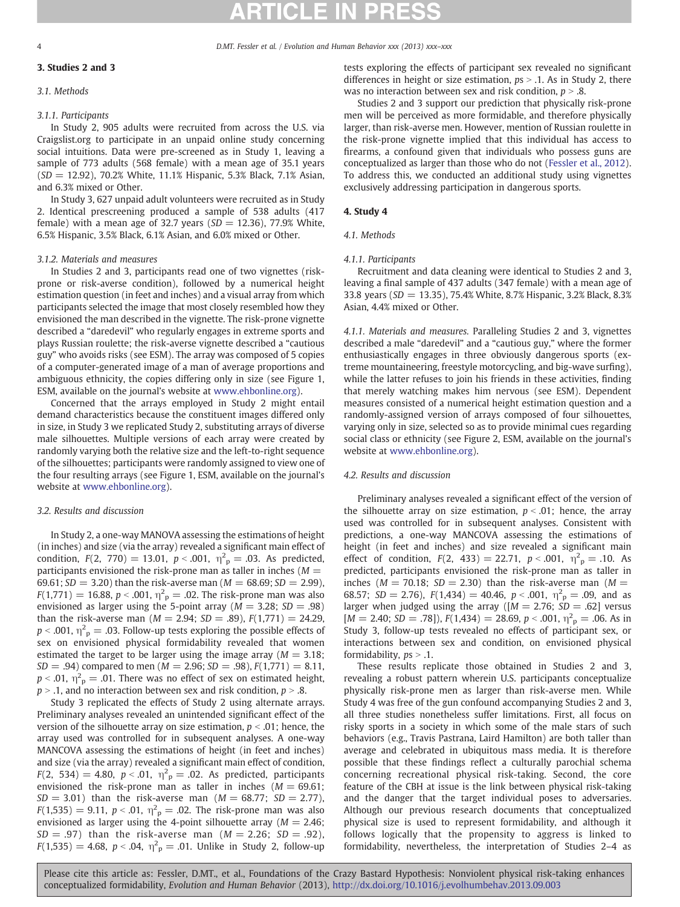## 3. Studies 2 and 3

### 3.1. Methods

#### 3.1.1. Participants

In Study 2, 905 adults were recruited from across the U.S. via Craigslist.org to participate in an unpaid online study concerning social intuitions. Data were pre-screened as in Study 1, leaving a sample of 773 adults (568 female) with a mean age of 35.1 years ($SD = 12.92$), 70.2% White, 11.1% Hispanic, 5.3% Black, 7.1% Asian, and 6.3% mixed or Other.

In Study 3, 627 unpaid adult volunteers were recruited as in Study 2. Identical prescreening produced a sample of 538 adults (417 female) with a mean age of 32.7 years ($SD = 12.36$), 77.9% White, 6.5% Hispanic, 3.5% Black, 6.1% Asian, and 6.0% mixed or Other.

#### 3.1.2. Materials and measures

In Studies 2 and 3, participants read one of two vignettes (risk-prone or risk-averse condition), followed by a numerical height estimation question (in feet and inches) and a visual array from which participants selected the image that most closely resembled how they envisioned the man described in the vignette. The risk-prone vignette described a "daredevil" who regularly engages in extreme sports and plays Russian roulette; the risk-averse vignette described a "cautious guy" who avoids risks (see ESM). The array was composed of 5 copies of a computer-generated image of a man of average proportions and ambiguous ethnicity, the copies differing only in size (see Figure 1, ESM, available on the journal's website at www.ehbonline.org).

Concerned that the arrays employed in Study 2 might entail demand characteristics because the constituent images differed only in size, in Study 3 we replicated Study 2, substituting arrays of diverse male silhouettes. Multiple versions of each array were created by randomly varying both the relative size and the left-to-right sequence of the silhouettes; participants were randomly assigned to view one of the four resulting arrays (see Figure 1, ESM, available on the journal's website at www.ehbonline.org).

### 3.2. Results and discussion

In Study 2, a one-way MANOVA assessing the estimations of height (in inches) and size (via the array) revealed a significant main effect of condition, $F(2,\ 770) = 13.01$, $p < .001$, $\eta^2_p = .03$. As predicted, participants envisioned the risk-prone man as taller in inches ($M = 69.61$; $SD = 3.20$) than the risk-averse man ($M = 68.69$; $SD = 2.99$), $F(1{,}771) = 16.88$, $p < .001$, $\eta^2_p = .02$. The risk-prone man was also envisioned as larger using the 5-point array ($M = 3.28$; $SD = .98$) than the risk-averse man ($M = 2.94$; $SD = .89$), $F(1{,}771) = 24.29$, $p < .001$, $\eta^2_p = .03$. Follow-up tests exploring the possible effects of sex on envisioned physical formidability revealed that women estimated the target to be larger using the image array ($M = 3.18$; $SD = .94$) compared to men ($M = 2.96$; $SD = .98$), $F(1{,}771) = 8.11$, $p < .01$, $\eta^2_p = .01$. There was no effect of sex on estimated height, $p > .1$, and no interaction between sex and risk condition, $p > .8$.

Study 3 replicated the effects of Study 2 using alternate arrays. Preliminary analyses revealed an unintended significant effect of the version of the silhouette array on size estimation, $p < .01$; hence, the array used was controlled for in subsequent analyses. A one-way MANCOVA assessing the estimations of height (in feet and inches) and size (via the array) revealed a significant main effect of condition, $F(2,\ 534) = 4.80$, $p < .01$, $\eta^2_p = .02$. As predicted, participants envisioned the risk-prone man as taller in inches ($M = 69.61$; $SD = 3.01$) than the risk-averse man ($M = 68.77$; $SD = 2.77$), $F(1{,}535) = 9.11$, $p < .01$, $\eta^2_p = .02$. The risk-prone man was also envisioned as larger using the 4-point silhouette array ($M = 2.46$; $SD = .97$) than the risk-averse man ($M = 2.26$; $SD = .92$), $F(1{,}535) = 4.68$, $p < .04$, $\eta^2_p = .01$. Unlike in Study 2, follow-up tests exploring the effects of participant sex revealed no significant differences in height or size estimation, $ps > .1$. As in Study 2, there was no interaction between sex and risk condition, $p > .8$.

Studies 2 and 3 support our prediction that physically risk-prone men will be perceived as more formidable, and therefore physically larger, than risk-averse men. However, mention of Russian roulette in the risk-prone vignette implied that this individual has access to firearms, a confound given that individuals who possess guns are conceptualized as larger than those who do not (Fessler et al., 2012). To address this, we conducted an additional study using vignettes exclusively addressing participation in dangerous sports.

## 4. Study 4

### 4.1. Methods

#### 4.1.1. Participants

Recruitment and data cleaning were identical to Studies 2 and 3, leaving a final sample of 437 adults (347 female) with a mean age of 33.8 years ($SD = 13.35$), 75.4% White, 8.7% Hispanic, 3.2% Black, 8.3% Asian, 4.4% mixed or Other.

#### 4.1.1. Materials and measures.

Paralleling Studies 2 and 3, vignettes described a male "daredevil" and a "cautious guy," where the former enthusiastically engages in three obviously dangerous sports (extreme mountaineering, freestyle motorcycling, and big-wave surfing), while the latter refuses to join his friends in these activities, finding that merely watching makes him nervous (see ESM). Dependent measures consisted of a numerical height estimation question and a randomly-assigned version of arrays composed of four silhouettes, varying only in size, selected so as to provide minimal cues regarding social class or ethnicity (see Figure 2, ESM, available on the journal's website at www.ehbonline.org).

### 4.2. Results and discussion

Preliminary analyses revealed a significant effect of the version of the silhouette array on size estimation, $p < .01$; hence, the array used was controlled for in subsequent analyses. Consistent with predictions, a one-way MANCOVA assessing the estimations of height (in feet and inches) and size revealed a significant main effect of condition, $F(2,\ 433) = 22.71$, $p < .001$, $\eta^2_p = .10$. As predicted, participants envisioned the risk-prone man as taller in inches ($M = 70.18$; $SD = 2.30$) than the risk-averse man ($M = 68.57$; $SD = 2.76$), $F(1{,}434) = 40.46$, $p < .001$, $\eta^2_p = .09$, and as larger when judged using the array ([$M = 2.76$; $SD = .62$] versus [$M = 2.40$; $SD = .78$]), $F(1{,}434) = 28.69$, $p < .001$, $\eta^2_p = .06$. As in Study 3, follow-up tests revealed no effects of participant sex, or interactions between sex and condition, on envisioned physical formidability, $ps > .1$.

These results replicate those obtained in Studies 2 and 3, revealing a robust pattern wherein U.S. participants conceptualize physically risk-prone men as larger than risk-averse men. While Study 4 was free of the gun confound accompanying Studies 2 and 3, all three studies nonetheless suffer limitations. First, all focus on risky sports in a society in which some of the male stars of such behaviors (e.g., Travis Pastrana, Laird Hamilton) are both taller than average and celebrated in ubiquitous mass media. It is therefore possible that these findings reflect a culturally parochial schema concerning recreational physical risk-taking. Second, the core feature of the CBH at issue is the link between physical risk-taking and the danger that the target individual poses to adversaries. Although our previous research documents that conceptualized physical size is used to represent formidability, and although it follows logically that the propensity to aggress is linked to formidability, nevertheless, the interpretation of Studies 2–4 as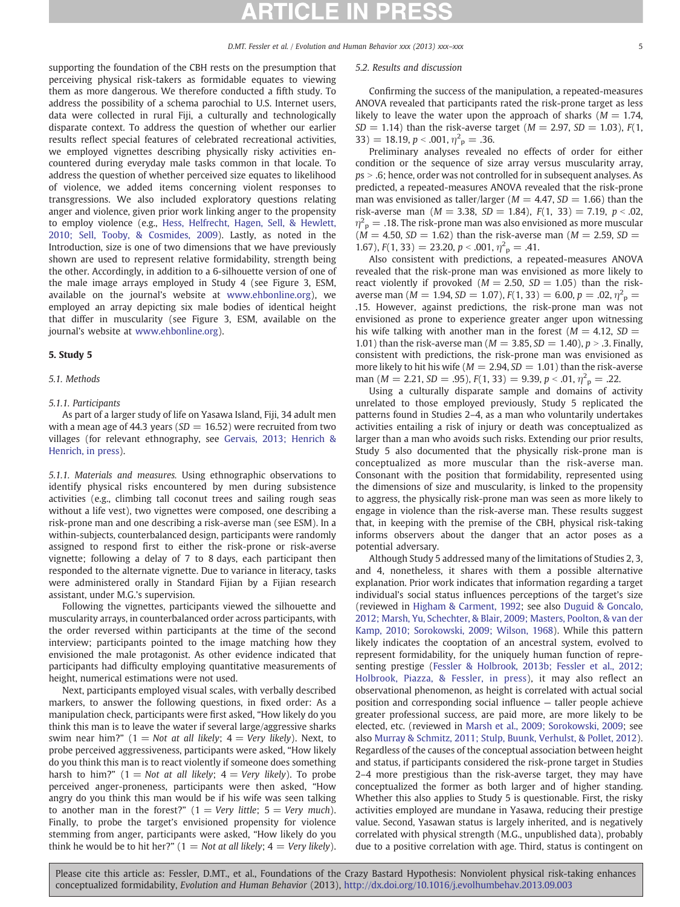supporting the foundation of the CBH rests on the presumption that perceiving physical risk-takers as formidable equates to viewing them as more dangerous. We therefore conducted a fifth study. To address the possibility of a schema parochial to U.S. Internet users, data were collected in rural Fiji, a culturally and technologically disparate context. To address the question of whether our earlier results reflect special features of celebrated recreational activities, we employed vignettes describing physically risky activities encountered during everyday male tasks common in that locale. To address the question of whether perceived size equates to likelihood of violence, we added items concerning violent responses to transgressions. We also included exploratory questions relating anger and violence, given prior work linking anger to the propensity to employ violence (e.g., Hess, Helfrecht, Hagen, Sell, & Hewlett, 2010; Sell, Tooby, & Cosmides, 2009). Lastly, as noted in the Introduction, size is one of two dimensions that we have previously shown are used to represent relative formidability, strength being the other. Accordingly, in addition to a 6-silhouette version of one of the male image arrays employed in Study 4 (see Figure 3, ESM, available on the journal's website at www.ehbonline.org), we employed an array depicting six male bodies of identical height that differ in muscularity (see Figure 3, ESM, available on the journal's website at www.ehbonline.org).

## 5. Study 5

### 5.1. Methods

#### 5.1.1. Participants

As part of a larger study of life on Yasawa Island, Fiji, 34 adult men with a mean age of 44.3 years ($SD = 16.52$) were recruited from two villages (for relevant ethnography, see Gervais, 2013; Henrich & Henrich, in press).

*5.1.1. Materials and measures.* Using ethnographic observations to identify physical risks encountered by men during subsistence activities (e.g., climbing tall coconut trees and sailing rough seas without a life vest), two vignettes were composed, one describing a risk-prone man and one describing a risk-averse man (see ESM). In a within-subjects, counterbalanced design, participants were randomly assigned to respond first to either the risk-prone or risk-averse vignette; following a delay of 7 to 8 days, each participant then responded to the alternate vignette. Due to variance in literacy, tasks were administered orally in Standard Fijian by a Fijian research assistant, under M.G.'s supervision.

Following the vignettes, participants viewed the silhouette and muscularity arrays, in counterbalanced order across participants, with the order reversed within participants at the time of the second interview; participants pointed to the image matching how they envisioned the male protagonist. As other evidence indicated that participants had difficulty employing quantitative measurements of height, numerical estimations were not used.

Next, participants employed visual scales, with verbally described markers, to answer the following questions, in fixed order: As a manipulation check, participants were first asked, "How likely do you think this man is to leave the water if several large/aggressive sharks swim near him?" (1 = *Not at all likely*; 4 = *Very likely*). Next, to probe perceived aggressiveness, participants were asked, "How likely do you think this man is to react violently if someone does something harsh to him?" (1 = *Not at all likely*; 4 = *Very likely*). To probe perceived anger-proneness, participants were then asked, "How angry do you think this man would be if his wife was seen talking to another man in the forest?" (1 = *Very little*; 5 = *Very much*). Finally, to probe the target's envisioned propensity for violence stemming from anger, participants were asked, "How likely do you think he would be to hit her?" (1 = *Not at all likely*; 4 = *Very likely*).

### 5.2. Results and discussion

Confirming the success of the manipulation, a repeated-measures ANOVA revealed that participants rated the risk-prone target as less likely to leave the water upon the approach of sharks ($M = 1.74$, $SD = 1.14$) than the risk-averse target ($M = 2.97$, $SD = 1.03$), $F(1, 33) = 18.19$, $p < .001$, $\eta^2_p = .36$.

Preliminary analyses revealed no effects of order for either condition or the sequence of size array versus musculeriy array, $ps > .6$; hence, order was not controlled for in subsequent analyses. As predicted, a repeated-measures ANOVA revealed that the risk-prone man was envisioned as taller/larger ($M = 4.47$, $SD = 1.66$) than the risk-averse man ($M = 3.38$, $SD = 1.84$), $F(1, 33) = 7.19$, $p < .02$, $\eta^2_p = .18$. The risk-prone man was also envisioned as more muscular ($M = 4.50$, $SD = 1.62$) than the risk-averse man ($M = 2.59$, $SD = 1.67$), $F(1, 33) = 23.20$, $p < .001$, $\eta^2_p = .41$.

Also consistent with predictions, a repeated-measures ANOVA revealed that the risk-prone man was envisioned as more likely to react violently if provoked ($M = 2.50$, $SD = 1.05$) than the risk-averse man ($M = 1.94$, $SD = 1.07$), $F(1, 33) = 6.00$, $p = .02$, $\eta^2_p = .15$. However, against predictions, the risk-prone man was not envisioned as prone to experience greater anger upon witnessing his wife talking with another man in the forest ($M = 4.12$, $SD = 1.01$) than the risk-averse man ($M = 3.85$, $SD = 1.40$), $p > .3$. Finally, consistent with predictions, the risk-prone man was envisioned as more likely to hit his wife ($M = 2.94$, $SD = 1.01$) than the risk-averse man ($M = 2.21$, $SD = .95$), $F(1, 33) = 9.39$, $p < .01$, $\eta^2_p = .22$.

Using a culturally disparate sample and domains of activity unrelated to those employed previously, Study 5 replicated the patterns found in Studies 2–4, as a man who voluntarily undertakes activities entailing a risk of injury or death was conceptualized as larger than a man who avoids such risks. Extending our prior results, Study 5 also documented that the physically risk-prone man is conceptualized as more muscular than the risk-averse man. Consonant with the position that formidability, represented using the dimensions of size and muscularity, is linked to the propensity to aggress, the physically risk-prone man was seen as more likely to engage in violence than the risk-averse man. These results suggest that, in keeping with the premise of the CBH, physical risk-taking informs observers about the danger that an actor poses as a potential adversary.

Although Study 5 addressed many of the limitations of Studies 2, 3, and 4, nonetheless, it shares with them a possible alternative explanation. Prior work indicates that information regarding a target individual's social status influences perceptions of the target's size (reviewed in Higham & Carment, 1992; see also Duguid & Goncalo, 2012; Marsh, Yu, Schechter, & Blair, 2009; Masters, Poolton, & van der Kamp, 2010; Sorokowski, 2009; Wilson, 1968). While this pattern likely indicates the cooptation of an ancestral system, evolved to represent formidability, for the uniquely human function of representing prestige (Fessler & Holbrook, 2013b; Fessler et al., 2012; Holbrook, Piazza, & Fessler, in press), it may also reflect an observational phenomenon, as height is correlated with actual social position and corresponding social influence — taller people achieve greater professional success, are paid more, are more likely to be elected, etc. (reviewed in Marsh et al., 2009; Sorokowski, 2009; see also Murray & Schmitz, 2011; Stulp, Buunk, Verhulst, & Pollet, 2012). Regardless of the causes of the conceptual association between height and status, if participants considered the risk-prone target in Studies 2–4 more prestigious than the risk-averse target, they may have conceptualized the former as both larger and of higher standing. Whether this also applies to Study 5 is questionable. First, the risky activities employed are mundane in Yasawa, reducing their prestige value. Second, Yasawan status is largely inherited, and is negatively correlated with physical strength (M.G., unpublished data), probably due to a positive correlation with age. Third, status is contingent on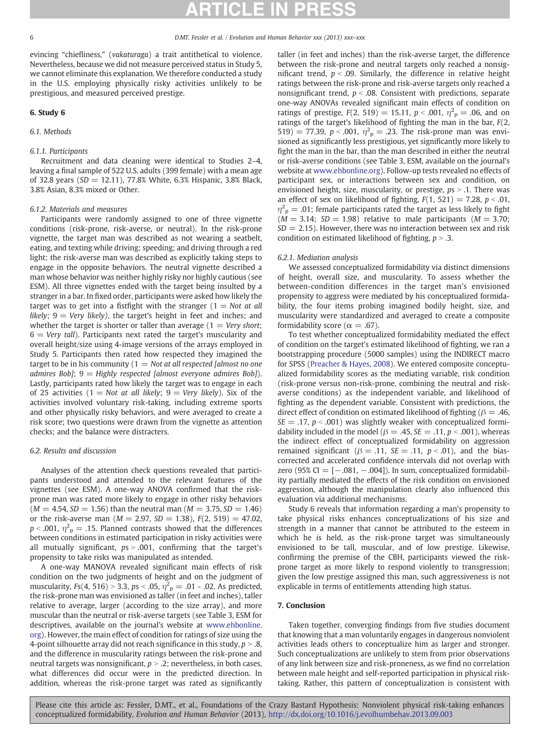evincing "chiefliness," (*vakaturaga*) a trait antithetical to violence. Nevertheless, because we did not measure perceived status in Study 5, we cannot eliminate this explanation. We therefore conducted a study in the U.S. employing physically risky activities unlikely to be prestigious, and measured perceived prestige.

## 6. Study 6

### 6.1. Methods

#### 6.1.1. Participants

Recruitment and data cleaning were identical to Studies 2–4, leaving a final sample of 522 U.S. adults (399 female) with a mean age of 32.8 years ($SD$ = 12.11), 77.8% White, 6.3% Hispanic, 3.8% Black, 3.8% Asian, 8.3% mixed or Other.

#### 6.1.2. Materials and measures

Participants were randomly assigned to one of three vignette conditions (risk-prone, risk-averse, or neutral). In the risk-prone vignette, the target man was described as not wearing a seatbelt, eating, and texting while driving; speeding; and driving through a red light; the risk-averse man was described as explicitly taking steps to engage in the opposite behaviors. The neutral vignette described a man whose behavior was neither highly risky nor highly cautious (see ESM). All three vignettes ended with the target being insulted by a stranger in a bar. In fixed order, participants were asked how likely the target was to get into a fistfight with the stranger (1 = *Not at all likely*; 9 = *Very likely)*, the target's height in feet and inches; and whether the target is shorter or taller than average (1 = *Very short*; 6 = *Very tall*). Participants next rated the target's muscularity and overall height/size using 4-image versions of the arrays employed in Study 5. Participants then rated how respected they imagined the target to be in his community (1 = *Not at all respected [almost no one admires Bob]*; 9 = *Highly respected [almost everyone admires Bob]*). Lastly, participants rated how likely the target was to engage in each of 25 activities (1 = *Not at all likely*; 9 = *Very likely*). Six of the activities involved voluntary risk-taking, including extreme sports and other physically risky behaviors, and were averaged to create a risk score; two questions were drawn from the vignette as attention checks; and the balance were distracters.

### 6.2. Results and discussion

Analyses of the attention check questions revealed that participants understood and attended to the relevant features of the vignettes (see ESM). A one-way ANOVA confirmed that the risk-prone man was rated more likely to engage in other risky behaviors ($M$ = 4.54, $SD$ = 1.56) than the neutral man ($M$ = 3.75, $SD$ = 1.46) or the risk-averse man ($M$ = 2.97, $SD$ = 1.38), $F(2, 519) = 47.02$, $p < .001$, $\eta^2_p = .15$. Planned contrasts showed that the differences between conditions in estimated participation in risky activities were all mutually significant, $ps > .001$, confirming that the target's propensity to take risks was manipulated as intended.

A one-way MANOVA revealed significant main effects of risk condition on the two judgments of height and on the judgment of muscularity, $Fs(4, 516) > 3.3$, $ps < .05$, $\eta^2_p = .01$ - .02. As predicted, the risk-prone man was envisioned as taller (in feet and inches), taller relative to average, larger (according to the size array), and more muscular than the neutral or risk-averse targets (see Table 3, ESM for descriptives, available on the journal's website at www.ehbonline.org). However, the main effect of condition for ratings of size using the 4-point silhouette array did not reach significance in this study, $p > .8$, and the difference in muscularity ratings between the risk-prone and neutral targets was nonsignificant, $p > .2$; nevertheless, in both cases, what differences did occur were in the predicted direction. In addition, whereas the risk-prone target was rated as significantly taller (in feet and inches) than the risk-averse target, the difference between the risk-prone and neutral targets only reached a nonsignificant trend, $p < .09$. Similarly, the difference in relative height ratings between the risk-prone and risk-averse targets only reached a nonsignificant trend, $p < .08$. Consistent with predictions, separate one-way ANOVAs revealed significant main effects of condition on ratings of prestige, $F(2, 519) = 15.11$, $p < .001$, $\eta^2_p = .06$, and on ratings of the target's likelihood of fighting the man in the bar, $F(2, 519) = 77.39$, $p < .001$, $\eta^2_p = .23$. The risk-prone man was envisioned as significantly less prestigious, yet significantly more likely to fight the man in the bar, than the man described in either the neutral or risk-averse conditions (see Table 3, ESM, available on the journal's website at www.ehbonline.org). Follow-up tests revealed no effects of participant sex, or interactions between sex and condition, on envisioned height, size, muscularity, or prestige, $ps > .1$. There was an effect of sex on likelihood of fighting, $F(1, 521) = 7.28$, $p < .01$, $\eta^2_p = .01$; female participants rated the target as less likely to fight ($M$ = 3.14; $SD$ = 1.98) relative to male participants ($M$ = 3.70; $SD$ = 2.15). However, there was no interaction between sex and risk condition on estimated likelihood of fighting, $p > .3$.

#### 6.2.1. Mediation analysis

We assessed conceptualized formidability via distinct dimensions of height, overall size, and muscularity. To assess whether the between-condition differences in the target man's envisioned propensity to aggress were mediated by his conceptualized formidability, the four items probing imagined bodily height, size, and musculatity were standardized and averaged to create a composite formidability score ($\alpha$ = .67).

To test whether conceptualized formidability mediated the effect of condition on the target's estimated likelihood of fighting, we ran a bootstrapping procedure (5000 samples) using the INDIRECT macro for SPSS (Preacher & Hayes, 2008). We entered composite conceptualized formidability scores as the mediating variable, risk condition (risk-prone versus non-risk-prone, combining the neutral and risk-averse conditions) as the independent variable, and likelihood of fighting as the dependent variable. Consistent with predictions, the direct effect of condition on estimated likelihood of fighting ($\beta$ = .46, $SE$ = .17, $p < .001$) was slightly weaker with conceptualized formidability included in the model ($\beta$ = .45, $SE$ = .11, $p < .001$), whereas the indirect effect of conceptualized formidability on aggression remained significant ($\beta$ = .11, $SE$ = .11, $p < .01$), and the bias-corrected and accelerated confidence intervals did not overlap with zero (95% CI = [−.081, −.004]). In sum, conceptualized formidability partially mediated the effects of the risk condition on envisioned aggression, although the manipulation clearly also influenced this evaluation via additional mechanisms.

Study 6 reveals that information regarding a man's propensity to take physical risks enhances conceptualizations of his size and strength in a manner that cannot be attributed to the esteem in which he is held, as the risk-prone target was simultaneously envisioned to be tall, muscular, and of low prestige. Likewise, confirming the premise of the CBH, participants viewed the risk-prone target as more likely to respond violently to transgression; given the low prestige assigned this man, such aggressiveness is not explicable in terms of entitlements attending high status.

## 7. Conclusion

Taken together, converging findings from five studies document that knowing that a man voluntarily engages in dangerous nonviolent activities leads others to conceptualize him as larger and stronger. Such conceptualizations are unlikely to stem from prior observations of any link between size and risk-proneness, as we find no correlation between male height and self-reported participation in physical risk-taking. Rather, this pattern of conceptualization is consistent with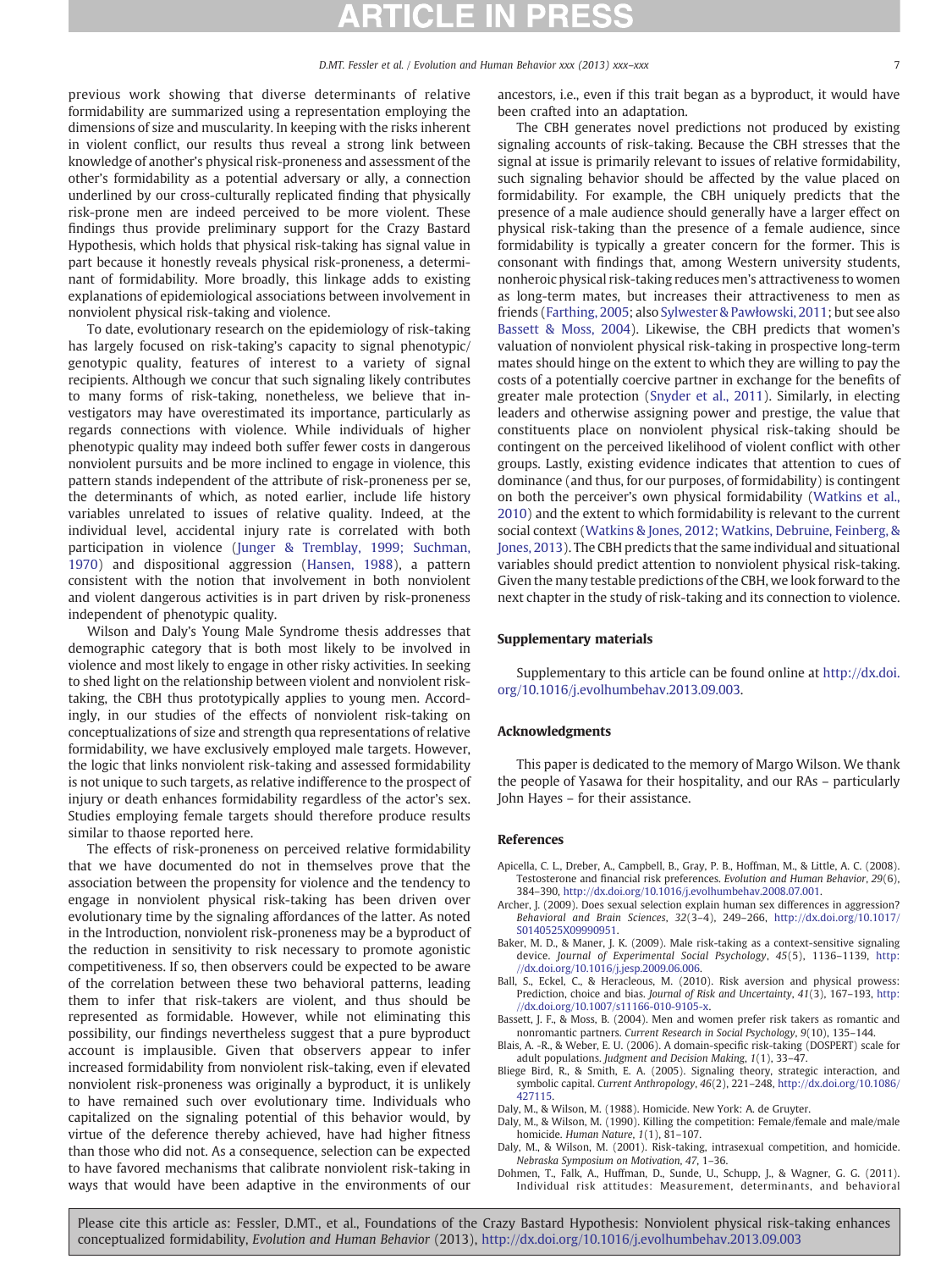previous work showing that diverse determinants of relative formidability are summarized using a representation employing the dimensions of size and muscularity. In keeping with the risks inherent in violent conflict, our results thus reveal a strong link between knowledge of another's physical risk-proneness and assessment of the other's formidability as a potential adversary or ally, a connection underlined by our cross-culturally replicated finding that physically risk-prone men are indeed perceived to be more violent. These findings thus provide preliminary support for the Crazy Bastard Hypothesis, which holds that physical risk-taking has signal value in part because it honestly reveals physical risk-proneness, a determinant of formidability. More broadly, this linkage adds to existing explanations of epidemiological associations between involvement in nonviolent physical risk-taking and violence.

To date, evolutionary research on the epidemiology of risk-taking has largely focused on risk-taking's capacity to signal phenotypic/genotypic quality, features of interest to a variety of signal recipients. Although we concur that such signaling likely contributes to many forms of risk-taking, nonetheless, we believe that investigators may have overestimated its importance, particularly as regards connections with violence. While individuals of higher phenotypic quality may indeed both suffer fewer costs in dangerous nonviolent pursuits and be more inclined to engage in violence, this pattern stands independent of the attribute of risk-proneness per se, the determinants of which, as noted earlier, include life history variables unrelated to issues of relative quality. Indeed, at the individual level, accidental injury rate is correlated with both participation in violence (Junger & Tremblay, 1999; Suchman, 1970) and dispositional aggression (Hansen, 1988), a pattern consistent with the notion that involvement in both nonviolent and violent dangerous activities is in part driven by risk-proneness independent of phenotypic quality.

Wilson and Daly's Young Male Syndrome thesis addresses that demographic category that is both most likely to be involved in violence and most likely to engage in other risky activities. In seeking to shed light on the relationship between violent and nonviolent risk-taking, the CBH thus prototypically applies to young men. Accordingly, in our studies of the effects of nonviolent risk-taking on conceptualizations of size and strength qua representations of relative formidability, we have exclusively employed male targets. However, the logic that links nonviolent risk-taking and assessed formidability is not unique to such targets, as relative indifference to the prospect of injury or death enhances formidability regardless of the actor's sex. Studies employing female targets should therefore produce results similar to thaose reported here.

The effects of risk-proneness on perceived relative formidability that we have documented do not in themselves prove that the association between the propensity for violence and the tendency to engage in nonviolent physical risk-taking has been driven over evolutionary time by the signaling affordances of the latter. As noted in the Introduction, nonviolent risk-proneness may be a byproduct of the reduction in sensitivity to risk necessary to promote agonistic competitiveness. If so, then observers could be expected to be aware of the correlation between these two behavioral patterns, leading them to infer that risk-takers are violent, and thus should be represented as formidable. However, while not eliminating this possibility, our findings nevertheless suggest that a pure byproduct account is implausible. Given that observers appear to infer increased formidability from nonviolent risk-taking, even if elevated nonviolent risk-proneness was originally a byproduct, it is unlikely to have remained such over evolutionary time. Individuals who capitalized on the signaling potential of this behavior would, by virtue of the deference thereby achieved, have had higher fitness than those who did not. As a consequence, selection can be expected to have favored mechanisms that calibrate nonviolent risk-taking in ways that would have been adaptive in the environments of our ancestors, i.e., even if this trait began as a byproduct, it would have been crafted into an adaptation.

The CBH generates novel predictions not produced by existing signaling accounts of risk-taking. Because the CBH stresses that the signal at issue is primarily relevant to issues of relative formidability, such signaling behavior should be affected by the value placed on formidability. For example, the CBH uniquely predicts that the presence of a male audience should generally have a larger effect on physical risk-taking than the presence of a female audience, since formidability is typically a greater concern for the former. This is consonant with findings that, among Western university students, nonheroic physical risk-taking reduces men's attractiveness to women as long-term mates, but increases their attractiveness to men as friends (Farthing, 2005; also Sylwester & Pawłowski, 2011; but see also Bassett & Moss, 2004). Likewise, the CBH predicts that women's valuation of nonviolent physical risk-taking in prospective long-term mates should hinge on the extent to which they are willing to pay the costs of a potentially coercive partner in exchange for the benefits of greater male protection (Snyder et al., 2011). Similarly, in electing leaders and otherwise assigning power and prestige, the value that constituents place on nonviolent physical risk-taking should be contingent on the perceived likelihood of violent conflict with other groups. Lastly, existing evidence indicates that attention to cues of dominance (and thus, for our purposes, of formidability) is contingent on both the perceiver's own physical formidability (Watkins et al., 2010) and the extent to which formidability is relevant to the current social context (Watkins & Jones, 2012; Watkins, Debruine, Feinberg, & Jones, 2013). The CBH predicts that the same individual and situational variables should predict attention to nonviolent physical risk-taking. Given the many testable predictions of the CBH, we look forward to the next chapter in the study of risk-taking and its connection to violence.

## Supplementary materials

Supplementary to this article can be found online at http://dx.doi.org/10.1016/j.evolhumbehav.2013.09.003.

## Acknowledgments

This paper is dedicated to the memory of Margo Wilson. We thank the people of Yasawa for their hospitality, and our RAs – particularly John Hayes – for their assistance.

## References

Apicella, C. L., Dreber, A., Campbell, B., Gray, P. B., Hoffman, M., & Little, A. C. (2008). Testosterone and financial risk preferences. *Evolution and Human Behavior*, *29*(6), 384–390, http://dx.doi.org/10.1016/j.evolhumbehav.2008.07.001.

Archer, J. (2009). Does sexual selection explain human sex differences in aggression? *Behavioral and Brain Sciences*, *32*(3–4), 249–266, http://dx.doi.org/10.1017/S0140525X09990951.

Baker, M. D., & Maner, J. K. (2009). Male risk-taking as a context-sensitive signaling device. *Journal of Experimental Social Psychology*, *45*(5), 1136–1139, http://dx.doi.org/10.1016/j.jesp.2009.06.006.

Ball, S., Eckel, C., & Heracleous, M. (2010). Risk aversion and physical prowess: Prediction, choice and bias. *Journal of Risk and Uncertainty*, *41*(3), 167–193, http://dx.doi.org/10.1007/s11166-010-9105-x.

Bassett, J. F., & Moss, B. (2004). Men and women prefer risk takers as romantic and nonromantic partners. *Current Research in Social Psychology*, *9*(10), 135–144.

Blais, A. -R., & Weber, E. U. (2006). A domain-specific risk-taking (DOSPERT) scale for adult populations. *Judgment and Decision Making*, *1*(1), 33–47.

Bliege Bird, R., & Smith, E. A. (2005). Signaling theory, strategic interaction, and symbolic capital. *Current Anthropology*, *46*(2), 221–248, http://dx.doi.org/10.1086/427115.

Daly, M., & Wilson, M. (1988). Homicide. New York: A. de Gruyter.

Daly, M., & Wilson, M. (1990). Killing the competition: Female/female and male/male homicide. *Human Nature*, *1*(1), 81–107.

Daly, M., & Wilson, M. (2001). Risk-taking, intrasexual competition, and homicide. *Nebraska Symposium on Motivation*, *47*, 1–36.

Dohmen, T., Falk, A., Huffman, D., Sunde, U., Schupp, J., & Wagner, G. G. (2011). Individual risk attitudes: Measurement, determinants, and behavioral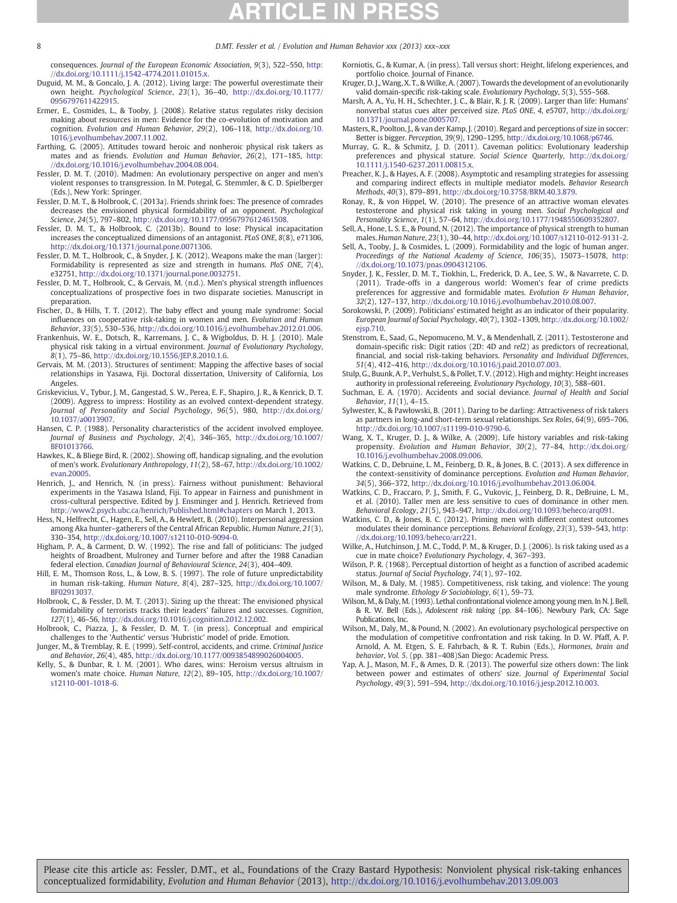consequences. *Journal of the European Economic Association*, *9*(3), 522–550, http://dx.doi.org/10.1111/j.1542-4774.2011.01015.x.

Duguid, M. M., & Goncalo, J. A. (2012). Living large: The powerful overestimate their own height. *Psychological Science*, *23*(1), 36–40, http://dx.doi.org/10.1177/0956797611422915.

Ermer, E., Cosmides, L., & Tooby, J. (2008). Relative status regulates risky decision making about resources in men: Evidence for the co-evolution of motivation and cognition. *Evolution and Human Behavior*, *29*(2), 106–118, http://dx.doi.org/10.1016/j.evolhumbehav.2007.11.002.

Farthing, G. (2005). Attitudes toward heroic and nonheroic physical risk takers as mates and as friends. *Evolution and Human Behavior*, *26*(2), 171–185, http://dx.doi.org/10.1016/j.evolhumbehav.2004.08.004.

Fessler, D. M. T. (2010). Madmen: An evolutionary perspective on anger and men's violent responses to transgression. In M. Potegal, G. Stemmler, & C. D. Spielberger (Eds.), New York: Springer.

Fessler, D. M. T., & Holbrook, C. (2013a). Friends shrink foes: The presence of comrades decreases the envisioned physical formidability of an opponent. *Psychological Science*, *24*(5), 797–802, http://dx.doi.org/10.1177/0956797612461508.

Fessler, D. M. T., & Holbrook, C. (2013b). Bound to lose: Physical incapacitation increases the conceptualized dimensions of an antagonist. *PLoS ONE*, *8*(8), e71306, http://dx.doi.org/10.1371/journal.pone.0071306.

Fessler, D. M. T., Holbrook, C., & Snyder, J. K. (2012). Weapons make the man (larger): Formidability is represented as size and strength in humans. *PloS ONE*, *7*(4), e32751, http://dx.doi.org/10.1371/journal.pone.0032751.

Fessler, D. M. T., Holbrook, C., & Gervais, M. (n.d.). Men's physical strength influences conceptualizations of prospective foes in two disparate societies. Manuscript in preparation.

Fischer, D., & Hills, T. T. (2012). The baby effect and young male syndrome: Social influences on cooperative risk-taking in women and men. *Evolution and Human Behavior*, *33*(5), 530–536, http://dx.doi.org/10.1016/j.evolhumbehav.2012.01.006.

Frankenhuis, W. E., Dotsch, R., Karremans, J. C., & Wigboldus, D. H. J. (2010). Male physical risk taking in a virtual environment. *Journal of Evolutionary Psychology*, *8*(1), 75–86, http://dx.doi.org/10.1556/JEP.8.2010.1.6.

Gervais, M. M. (2013). Structures of sentiment: Mapping the affective bases of social relationships in Yasawa, Fiji. Doctoral dissertation, University of California, Los Angeles.

Griskevicius, V., Tybur, J. M., Gangestad, S. W., Perea, E. F., Shapiro, J. R., & Kenrick, D. T. (2009). Aggress to impress: Hostility as an evolved context-dependent strategy. *Journal of Personality and Social Psychology*, *96*(5), 980, http://dx.doi.org/10.1037/a0013907.

Hansen, C. P. (1988). Personality characteristics of the accident involved employee. *Journal of Business and Psychology*, *2*(4), 346–365, http://dx.doi.org/10.1007/BF01013766.

Hawkes, K., & Bliege Bird, R. (2002). Showing off, handicap signaling, and the evolution of men's work. *Evolutionary Anthropology*, *11*(2), 58–67, http://dx.doi.org/10.1002/evan.20005.

Henrich, J., and Henrich, N. (in press). Fairness without punishment: Behavioral experiments in the Yasawa Island, Fiji. To appear in Fairness and punishment in cross-cultural perspective. Edited by J. Ensminger and J. Henrich. Retrieved from http://www2.psych.ubc.ca/henrich/Published.html#chapters on March 1, 2013.

Hess, N., Helfrecht, C., Hagen, E., Sell, A., & Hewlett, B. (2010). Interpersonal aggression among Aka hunter–gatherers of the Central African Republic. *Human Nature*, *21*(3), 330–354, http://dx.doi.org/10.1007/s12110-010-9094-0.

Higham, P. A., & Carment, D. W. (1992). The rise and fall of politicians: The judged heights of Broadbent, Mulroney and Turner before and after the 1988 Canadian federal election. *Canadian Journal of Behavioural Science*, *24*(3), 404–409.

Hill, E. M., Thomson Ross, L., & Low, B. S. (1997). The role of future unpredictability in human risk-taking. *Human Nature*, *8*(4), 287–325, http://dx.doi.org/10.1007/BF02913037.

Holbrook, C., & Fessler, D. M. T. (2013). Sizing up the threat: The envisioned physical formidability of terrorists tracks their leaders' failures and successes. *Cognition*, *127*(1), 46–56, http://dx.doi.org/10.1016/j.cognition.2012.12.002.

Holbrook, C., Piazza, J., & Fessler, D. M. T. (in press). Conceptual and empirical challenges to the 'Authentic' versus 'Hubristic' model of pride. Emotion.

Junger, M., & Tremblay, R. E. (1999). Self-control, accidents, and crime. *Criminal Justice and Behavior*, *26*(4), 485, http://dx.doi.org/10.1177/0093854899026004005.

Kelly, S., & Dunbar, R. I. M. (2001). Who dares, wins: Heroism versus altruism in women's mate choice. *Human Nature*, *12*(2), 89–105, http://dx.doi.org/10.1007/s12110-001-1018-6.

Korniotis, G., & Kumar, A. (in press). Tall versus short: Height, lifelong experiences, and portfolio choice. Journal of Finance.

Kruger, D. J., Wang, X. T., & Wilke, A. (2007). Towards the development of an evolutionarily valid domain-specific risk-taking scale. *Evolutionary Psychology*, *5*(3), 555–568.

Marsh, A. A., Yu, H. H., Schechter, J. C., & Blair, R. J. R. (2009). Larger than life: Humans' nonverbal status cues alter perceived size. *PLoS ONE*, *4*, e5707, http://dx.doi.org/10.1371/journal.pone.0005707.

Masters, R., Poolton, J., & van der Kamp, J. (2010). Regard and perceptions of size in soccer: Better is bigger. *Perception*, *39*(9), 1290–1295, http://dx.doi.org/10.1068/p6746.

Murray, G. R., & Schmitz, J. D. (2011). Caveman politics: Evolutionary leadership preferences and physical stature. *Social Science Quarterly*, http://dx.doi.org/10.1111/j.1540-6237.2011.00815.x.

Preacher, K. J., & Hayes, A. F. (2008). Asymptotic and resampling strategies for assessing and comparing indirect effects in multiple mediator models. *Behavior Research Methods*, *40*(3), 879–891, http://dx.doi.org/10.3758/BRM.40.3.879.

Ronay, R., & von Hippel, W. (2010). The presence of an attractive woman elevates testosterone and physical risk taking in young men. *Social Psychological and Personality Science*, *1*(1), 57–64, http://dx.doi.org/10.1177/1948550609352807.

Sell, A., Hone, L. S. E., & Pound, N. (2012). The importance of physical strength to human males. *Human Nature*, *23*(1), 30–44, http://dx.doi.org/10.1007/s12110-012-9131-2.

Sell, A., Tooby, J., & Cosmides, L. (2009). Formidability and the logic of human anger. *Proceedings of the National Academy of Science*, *106*(35), 15073–15078, http://dx.doi.org/10.1073/pnas.0904312106.

Snyder, J. K., Fessler, D. M. T., Tiokhin, L., Frederick, D. A., Lee, S. W., & Navarrete, C. D. (2011). Trade-offs in a dangerous world: Women's fear of crime predicts preferences for aggressive and formidable mates. *Evolution & Human Behavior*, *32*(2), 127–137, http://dx.doi.org/10.1016/j.evolhumbehav.2010.08.007.

Sorokowski, P. (2009). Politicians' estimated height as an indicator of their popularity. *European Journal of Social Psychology*, *40*(7), 1302–1309, http://dx.doi.org/10.1002/ejsp.710.

Stenstrom, E., Saad, G., Nepomuceno, M. V., & Mendenhall, Z. (2011). Testosterone and domain-specific risk: Digit ratios (2D: 4D and *rel*2) as predictors of recreational, financial, and social risk-taking behaviors. *Personality and Individual Differences*, *51*(4), 412–416, http://dx.doi.org/10.1016/j.paid.2010.07.003.

Stulp, G., Buunk, A. P., Verhulst, S., & Pollet, T. V. (2012). High and mighty: Height increases authority in professional refereeing. *Evolutionary Psychology*, *10*(3), 588–601.

Suchman, E. A. (1970). Accidents and social deviance. *Journal of Health and Social Behavior*, *11*(1), 4–15.

Sylwester, K., & Pawłowski, B. (2011). Daring to be darling: Attractiveness of risk takers as partners in long-and short-term sexual relationships. *Sex Roles*, *64*(9), 695–706, http://dx.doi.org/10.1007/s11199-010-9790-6.

Wang, X. T., Kruger, D. J., & Wilke, A. (2009). Life history variables and risk-taking propensity. *Evolution and Human Behavior*, *30*(2), 77–84, http://dx.doi.org/10.1016/j.evolhumbehav.2008.09.006.

Watkins, C. D., Debruine, L. M., Feinberg, D. R., & Jones, B. C. (2013). A sex difference in the context-sensitivity of dominance perceptions. *Evolution and Human Behavior*, *34*(5), 366–372, http://dx.doi.org/10.1016/j.evolhumbehav.2013.06.004.

Watkins, C. D., Fraccaro, P. J., Smith, F. G., Vukovic, J., Feinberg, D. R., DeBruine, L. M., et al. (2010). Taller men are less sensitive to cues of dominance in other men. *Behavioral Ecology*, *21*(5), 943–947, http://dx.doi.org/10.1093/beheco/arq091.

Watkins, C. D., & Jones, B. C. (2012). Priming men with different contest outcomes modulates their dominance perceptions. *Behavioral Ecology*, *23*(3), 539–543, http://dx.doi.org/10.1093/beheco/arr221.

Wilke, A., Hutchinson, J. M. C., Todd, P. M., & Kruger, D. J. (2006). Is risk taking used as a cue in mate choice? *Evolutionary Psychology*, *4*, 367–393.

Wilson, P. R. (1968). Perceptual distortion of height as a function of ascribed academic status. *Journal of Social Psychology*, *74*(1), 97–102.

Wilson, M., & Daly, M. (1985). Competitiveness, risk taking, and violence: The young male syndrome. *Ethology & Sociobiology*, *6*(1), 59–73.

Wilson, M., & Daly, M. (1993). Lethal confrontational violence among young men. In N. J. Bell, & R. W. Bell (Eds.), *Adolescent risk taking* (pp. 84–106). Newbury Park, CA: Sage Publications, Inc.

Wilson, M., Daly, M., & Pound, N. (2002). An evolutionary psychological perspective on the modulation of competitive confrontation and risk taking. In D. W. Pfaff, A. P. Arnold, A. M. Etgen, S. E. Fahrbach, & R. T. Rubin (Eds.), *Hormones, brain and behavior*, *Vol. 5*. (pp. 381–408)San Diego: Academic Press.

Yap, A. J., Mason, M. F., & Ames, D. R. (2013). The powerful size others down: The link between power and estimates of others' size. *Journal of Experimental Social Psychology*, *49*(3), 591–594, http://dx.doi.org/10.1016/j.jesp.2012.10.003.

Please cite this article as: Fessler, D.MT., et al., Foundations of the Crazy Bastard Hypothesis: Nonviolent physical risk-taking enhances conceptualized formidability, *Evolution and Human Behavior* (2013), http://dx.doi.org/10.1016/j.evolhumbehav.2013.09.003